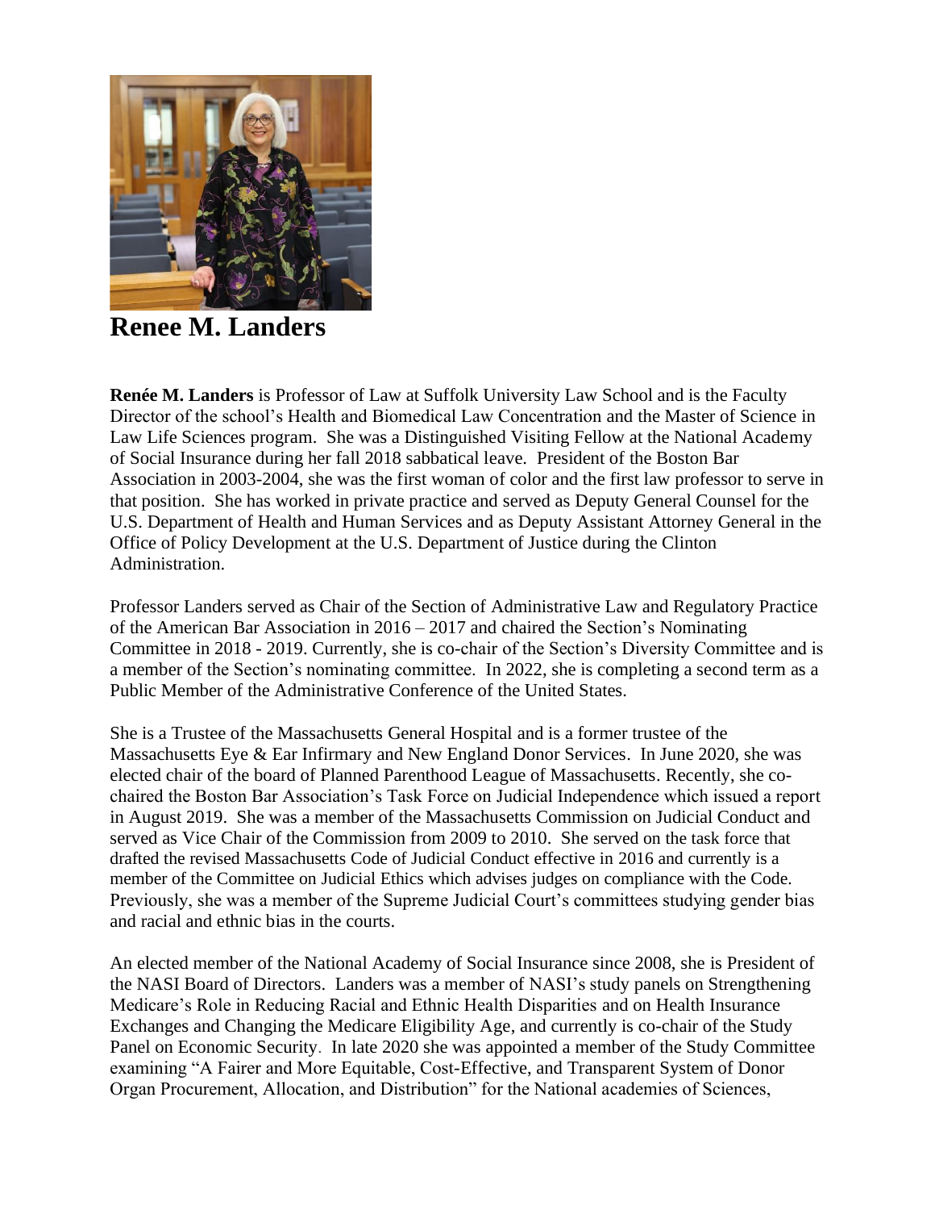# Renee M. Landers

**Renée M. Landers** is Professor of Law at Suffolk University Law School and is the Faculty Director of the school's Health and Biomedical Law Concentration and the Master of Science in Law Life Sciences program. She was a Distinguished Visiting Fellow at the National Academy of Social Insurance during her fall 2018 sabbatical leave. President of the Boston Bar Association in 2003-2004, she was the first woman of color and the first law professor to serve in that position. She has worked in private practice and served as Deputy General Counsel for the U.S. Department of Health and Human Services and as Deputy Assistant Attorney General in the Office of Policy Development at the U.S. Department of Justice during the Clinton Administration.

Professor Landers served as Chair of the Section of Administrative Law and Regulatory Practice of the American Bar Association in 2016 – 2017 and chaired the Section's Nominating Committee in 2018 - 2019. Currently, she is co-chair of the Section's Diversity Committee and is a member of the Section's nominating committee. In 2022, she is completing a second term as a Public Member of the Administrative Conference of the United States.

She is a Trustee of the Massachusetts General Hospital and is a former trustee of the Massachusetts Eye & Ear Infirmary and New England Donor Services. In June 2020, she was elected chair of the board of Planned Parenthood League of Massachusetts. Recently, she co-chaired the Boston Bar Association's Task Force on Judicial Independence which issued a report in August 2019. She was a member of the Massachusetts Commission on Judicial Conduct and served as Vice Chair of the Commission from 2009 to 2010. She served on the task force that drafted the revised Massachusetts Code of Judicial Conduct effective in 2016 and currently is a member of the Committee on Judicial Ethics which advises judges on compliance with the Code. Previously, she was a member of the Supreme Judicial Court's committees studying gender bias and racial and ethnic bias in the courts.

An elected member of the National Academy of Social Insurance since 2008, she is President of the NASI Board of Directors. Landers was a member of NASI's study panels on Strengthening Medicare's Role in Reducing Racial and Ethnic Health Disparities and on Health Insurance Exchanges and Changing the Medicare Eligibility Age, and currently is co-chair of the Study Panel on Economic Security. In late 2020 she was appointed a member of the Study Committee examining "A Fairer and More Equitable, Cost-Effective, and Transparent System of Donor Organ Procurement, Allocation, and Distribution" for the National academies of Sciences,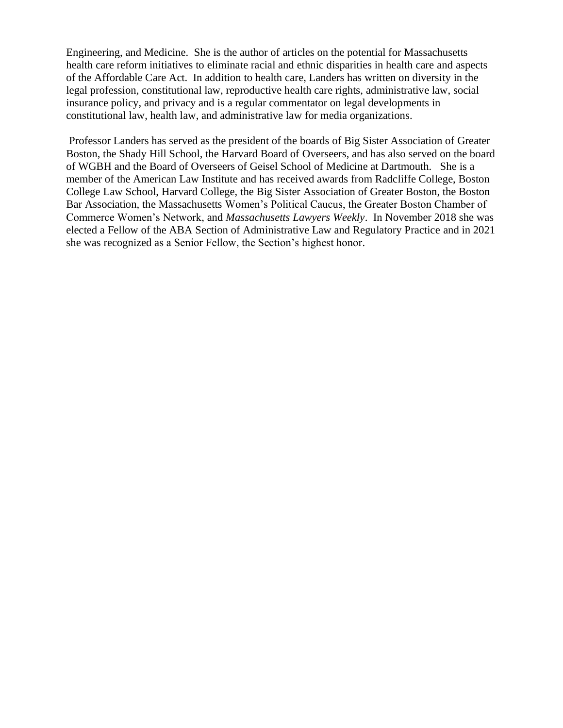Engineering, and Medicine. She is the author of articles on the potential for Massachusetts health care reform initiatives to eliminate racial and ethnic disparities in health care and aspects of the Affordable Care Act. In addition to health care, Landers has written on diversity in the legal profession, constitutional law, reproductive health care rights, administrative law, social insurance policy, and privacy and is a regular commentator on legal developments in constitutional law, health law, and administrative law for media organizations.

Professor Landers has served as the president of the boards of Big Sister Association of Greater Boston, the Shady Hill School, the Harvard Board of Overseers, and has also served on the board of WGBH and the Board of Overseers of Geisel School of Medicine at Dartmouth. She is a member of the American Law Institute and has received awards from Radcliffe College, Boston College Law School, Harvard College, the Big Sister Association of Greater Boston, the Boston Bar Association, the Massachusetts Women's Political Caucus, the Greater Boston Chamber of Commerce Women's Network, and *Massachusetts Lawyers Weekly*. In November 2018 she was elected a Fellow of the ABA Section of Administrative Law and Regulatory Practice and in 2021 she was recognized as a Senior Fellow, the Section's highest honor.